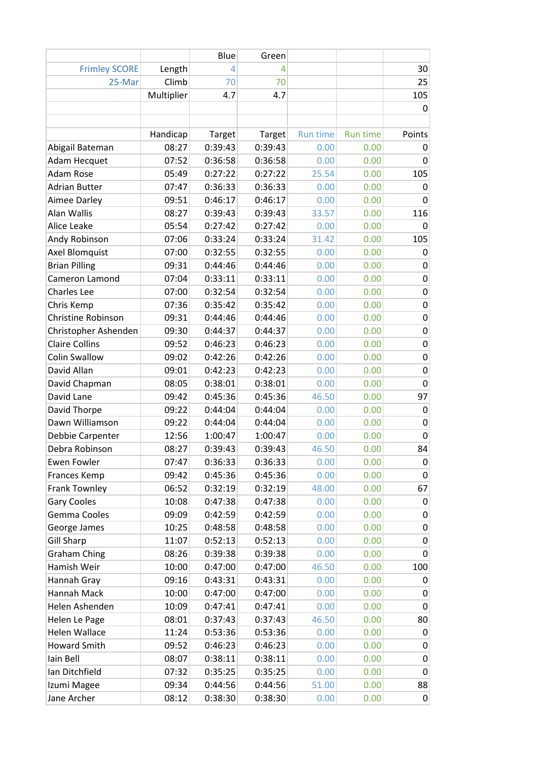| | | Blue | Green | | | |
|---|---|---|---|---|---|---|
| Frimley SCORE | Length | 4 | 4 | | | 30 |
| 25-Mar | Climb | 70 | 70 | | | 25 |
| | Multiplier | 4.7 | 4.7 | | | 105 |
| | | | | | | 0 |
| | | | | | | |
| | Handicap | Target | Target | Run time | Run time | Points |
| Abigail Bateman | 08:27 | 0:39:43 | 0:39:43 | 0.00 | 0.00 | 0 |
| Adam Hecquet | 07:52 | 0:36:58 | 0:36:58 | 0.00 | 0.00 | 0 |
| Adam Rose | 05:49 | 0:27:22 | 0:27:22 | 25.54 | 0.00 | 105 |
| Adrian Butter | 07:47 | 0:36:33 | 0:36:33 | 0.00 | 0.00 | 0 |
| Aimee Darley | 09:51 | 0:46:17 | 0:46:17 | 0.00 | 0.00 | 0 |
| Alan Wallis | 08:27 | 0:39:43 | 0:39:43 | 33.57 | 0.00 | 116 |
| Alice Leake | 05:54 | 0:27:42 | 0:27:42 | 0.00 | 0.00 | 0 |
| Andy Robinson | 07:06 | 0:33:24 | 0:33:24 | 31.42 | 0.00 | 105 |
| Axel Blomquist | 07:00 | 0:32:55 | 0:32:55 | 0.00 | 0.00 | 0 |
| Brian Pilling | 09:31 | 0:44:46 | 0:44:46 | 0.00 | 0.00 | 0 |
| Cameron Lamond | 07:04 | 0:33:11 | 0:33:11 | 0.00 | 0.00 | 0 |
| Charles Lee | 07:00 | 0:32:54 | 0:32:54 | 0.00 | 0.00 | 0 |
| Chris Kemp | 07:36 | 0:35:42 | 0:35:42 | 0.00 | 0.00 | 0 |
| Christine Robinson | 09:31 | 0:44:46 | 0:44:46 | 0.00 | 0.00 | 0 |
| Christopher Ashenden | 09:30 | 0:44:37 | 0:44:37 | 0.00 | 0.00 | 0 |
| Claire Collins | 09:52 | 0:46:23 | 0:46:23 | 0.00 | 0.00 | 0 |
| Colin Swallow | 09:02 | 0:42:26 | 0:42:26 | 0.00 | 0.00 | 0 |
| David Allan | 09:01 | 0:42:23 | 0:42:23 | 0.00 | 0.00 | 0 |
| David Chapman | 08:05 | 0:38:01 | 0:38:01 | 0.00 | 0.00 | 0 |
| David Lane | 09:42 | 0:45:36 | 0:45:36 | 46.50 | 0.00 | 97 |
| David Thorpe | 09:22 | 0:44:04 | 0:44:04 | 0.00 | 0.00 | 0 |
| Dawn Williamson | 09:22 | 0:44:04 | 0:44:04 | 0.00 | 0.00 | 0 |
| Debbie Carpenter | 12:56 | 1:00:47 | 1:00:47 | 0.00 | 0.00 | 0 |
| Debra Robinson | 08:27 | 0:39:43 | 0:39:43 | 46.50 | 0.00 | 84 |
| Ewen Fowler | 07:47 | 0:36:33 | 0:36:33 | 0.00 | 0.00 | 0 |
| Frances Kemp | 09:42 | 0:45:36 | 0:45:36 | 0.00 | 0.00 | 0 |
| Frank Townley | 06:52 | 0:32:19 | 0:32:19 | 48.00 | 0.00 | 67 |
| Gary Cooles | 10:08 | 0:47:38 | 0:47:38 | 0.00 | 0.00 | 0 |
| Gemma Cooles | 09:09 | 0:42:59 | 0:42:59 | 0.00 | 0.00 | 0 |
| George James | 10:25 | 0:48:58 | 0:48:58 | 0.00 | 0.00 | 0 |
| Gill Sharp | 11:07 | 0:52:13 | 0:52:13 | 0.00 | 0.00 | 0 |
| Graham Ching | 08:26 | 0:39:38 | 0:39:38 | 0.00 | 0.00 | 0 |
| Hamish Weir | 10:00 | 0:47:00 | 0:47:00 | 46.50 | 0.00 | 100 |
| Hannah Gray | 09:16 | 0:43:31 | 0:43:31 | 0.00 | 0.00 | 0 |
| Hannah Mack | 10:00 | 0:47:00 | 0:47:00 | 0.00 | 0.00 | 0 |
| Helen Ashenden | 10:09 | 0:47:41 | 0:47:41 | 0.00 | 0.00 | 0 |
| Helen Le Page | 08:01 | 0:37:43 | 0:37:43 | 46.50 | 0.00 | 80 |
| Helen Wallace | 11:24 | 0:53:36 | 0:53:36 | 0.00 | 0.00 | 0 |
| Howard Smith | 09:52 | 0:46:23 | 0:46:23 | 0.00 | 0.00 | 0 |
| Iain Bell | 08:07 | 0:38:11 | 0:38:11 | 0.00 | 0.00 | 0 |
| Ian Ditchfield | 07:32 | 0:35:25 | 0:35:25 | 0.00 | 0.00 | 0 |
| Izumi Magee | 09:34 | 0:44:56 | 0:44:56 | 51.00 | 0.00 | 88 |
| Jane Archer | 08:12 | 0:38:30 | 0:38:30 | 0.00 | 0.00 | 0 |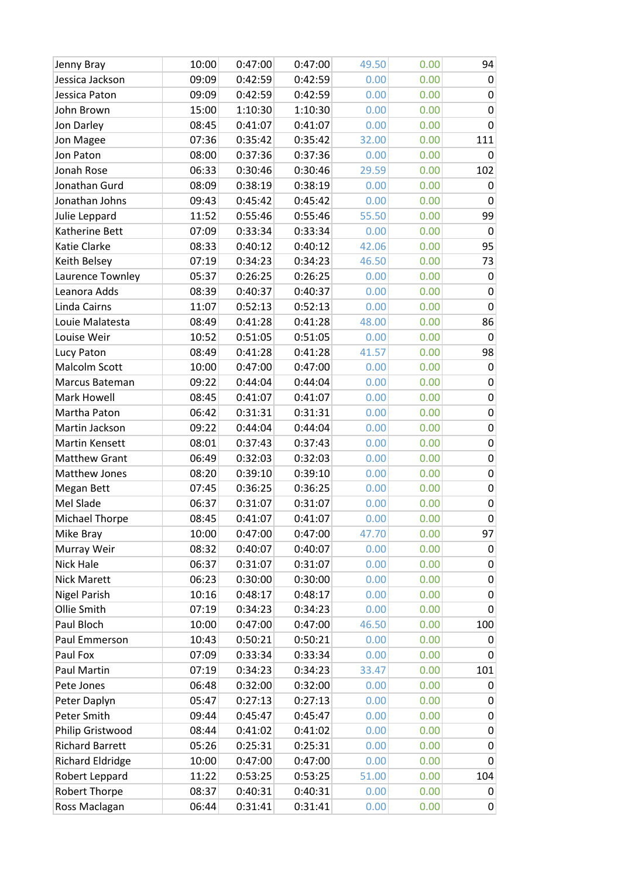| | | | | | | |
|---|---|---|---|---|---|---|
| Jenny Bray | 10:00 | 0:47:00 | 0:47:00 | 49.50 | 0.00 | 94 |
| Jessica Jackson | 09:09 | 0:42:59 | 0:42:59 | 0.00 | 0.00 | 0 |
| Jessica Paton | 09:09 | 0:42:59 | 0:42:59 | 0.00 | 0.00 | 0 |
| John Brown | 15:00 | 1:10:30 | 1:10:30 | 0.00 | 0.00 | 0 |
| Jon Darley | 08:45 | 0:41:07 | 0:41:07 | 0.00 | 0.00 | 0 |
| Jon Magee | 07:36 | 0:35:42 | 0:35:42 | 32.00 | 0.00 | 111 |
| Jon Paton | 08:00 | 0:37:36 | 0:37:36 | 0.00 | 0.00 | 0 |
| Jonah Rose | 06:33 | 0:30:46 | 0:30:46 | 29.59 | 0.00 | 102 |
| Jonathan Gurd | 08:09 | 0:38:19 | 0:38:19 | 0.00 | 0.00 | 0 |
| Jonathan Johns | 09:43 | 0:45:42 | 0:45:42 | 0.00 | 0.00 | 0 |
| Julie Leppard | 11:52 | 0:55:46 | 0:55:46 | 55.50 | 0.00 | 99 |
| Katherine Bett | 07:09 | 0:33:34 | 0:33:34 | 0.00 | 0.00 | 0 |
| Katie Clarke | 08:33 | 0:40:12 | 0:40:12 | 42.06 | 0.00 | 95 |
| Keith Belsey | 07:19 | 0:34:23 | 0:34:23 | 46.50 | 0.00 | 73 |
| Laurence Townley | 05:37 | 0:26:25 | 0:26:25 | 0.00 | 0.00 | 0 |
| Leanora Adds | 08:39 | 0:40:37 | 0:40:37 | 0.00 | 0.00 | 0 |
| Linda Cairns | 11:07 | 0:52:13 | 0:52:13 | 0.00 | 0.00 | 0 |
| Louie Malatesta | 08:49 | 0:41:28 | 0:41:28 | 48.00 | 0.00 | 86 |
| Louise Weir | 10:52 | 0:51:05 | 0:51:05 | 0.00 | 0.00 | 0 |
| Lucy Paton | 08:49 | 0:41:28 | 0:41:28 | 41.57 | 0.00 | 98 |
| Malcolm Scott | 10:00 | 0:47:00 | 0:47:00 | 0.00 | 0.00 | 0 |
| Marcus Bateman | 09:22 | 0:44:04 | 0:44:04 | 0.00 | 0.00 | 0 |
| Mark Howell | 08:45 | 0:41:07 | 0:41:07 | 0.00 | 0.00 | 0 |
| Martha Paton | 06:42 | 0:31:31 | 0:31:31 | 0.00 | 0.00 | 0 |
| Martin Jackson | 09:22 | 0:44:04 | 0:44:04 | 0.00 | 0.00 | 0 |
| Martin Kensett | 08:01 | 0:37:43 | 0:37:43 | 0.00 | 0.00 | 0 |
| Matthew Grant | 06:49 | 0:32:03 | 0:32:03 | 0.00 | 0.00 | 0 |
| Matthew Jones | 08:20 | 0:39:10 | 0:39:10 | 0.00 | 0.00 | 0 |
| Megan Bett | 07:45 | 0:36:25 | 0:36:25 | 0.00 | 0.00 | 0 |
| Mel Slade | 06:37 | 0:31:07 | 0:31:07 | 0.00 | 0.00 | 0 |
| Michael Thorpe | 08:45 | 0:41:07 | 0:41:07 | 0.00 | 0.00 | 0 |
| Mike Bray | 10:00 | 0:47:00 | 0:47:00 | 47.70 | 0.00 | 97 |
| Murray Weir | 08:32 | 0:40:07 | 0:40:07 | 0.00 | 0.00 | 0 |
| Nick Hale | 06:37 | 0:31:07 | 0:31:07 | 0.00 | 0.00 | 0 |
| Nick Marett | 06:23 | 0:30:00 | 0:30:00 | 0.00 | 0.00 | 0 |
| Nigel Parish | 10:16 | 0:48:17 | 0:48:17 | 0.00 | 0.00 | 0 |
| Ollie Smith | 07:19 | 0:34:23 | 0:34:23 | 0.00 | 0.00 | 0 |
| Paul Bloch | 10:00 | 0:47:00 | 0:47:00 | 46.50 | 0.00 | 100 |
| Paul Emmerson | 10:43 | 0:50:21 | 0:50:21 | 0.00 | 0.00 | 0 |
| Paul Fox | 07:09 | 0:33:34 | 0:33:34 | 0.00 | 0.00 | 0 |
| Paul Martin | 07:19 | 0:34:23 | 0:34:23 | 33.47 | 0.00 | 101 |
| Pete Jones | 06:48 | 0:32:00 | 0:32:00 | 0.00 | 0.00 | 0 |
| Peter Daplyn | 05:47 | 0:27:13 | 0:27:13 | 0.00 | 0.00 | 0 |
| Peter Smith | 09:44 | 0:45:47 | 0:45:47 | 0.00 | 0.00 | 0 |
| Philip Gristwood | 08:44 | 0:41:02 | 0:41:02 | 0.00 | 0.00 | 0 |
| Richard Barrett | 05:26 | 0:25:31 | 0:25:31 | 0.00 | 0.00 | 0 |
| Richard Eldridge | 10:00 | 0:47:00 | 0:47:00 | 0.00 | 0.00 | 0 |
| Robert Leppard | 11:22 | 0:53:25 | 0:53:25 | 51.00 | 0.00 | 104 |
| Robert Thorpe | 08:37 | 0:40:31 | 0:40:31 | 0.00 | 0.00 | 0 |
| Ross Maclagan | 06:44 | 0:31:41 | 0:31:41 | 0.00 | 0.00 | 0 |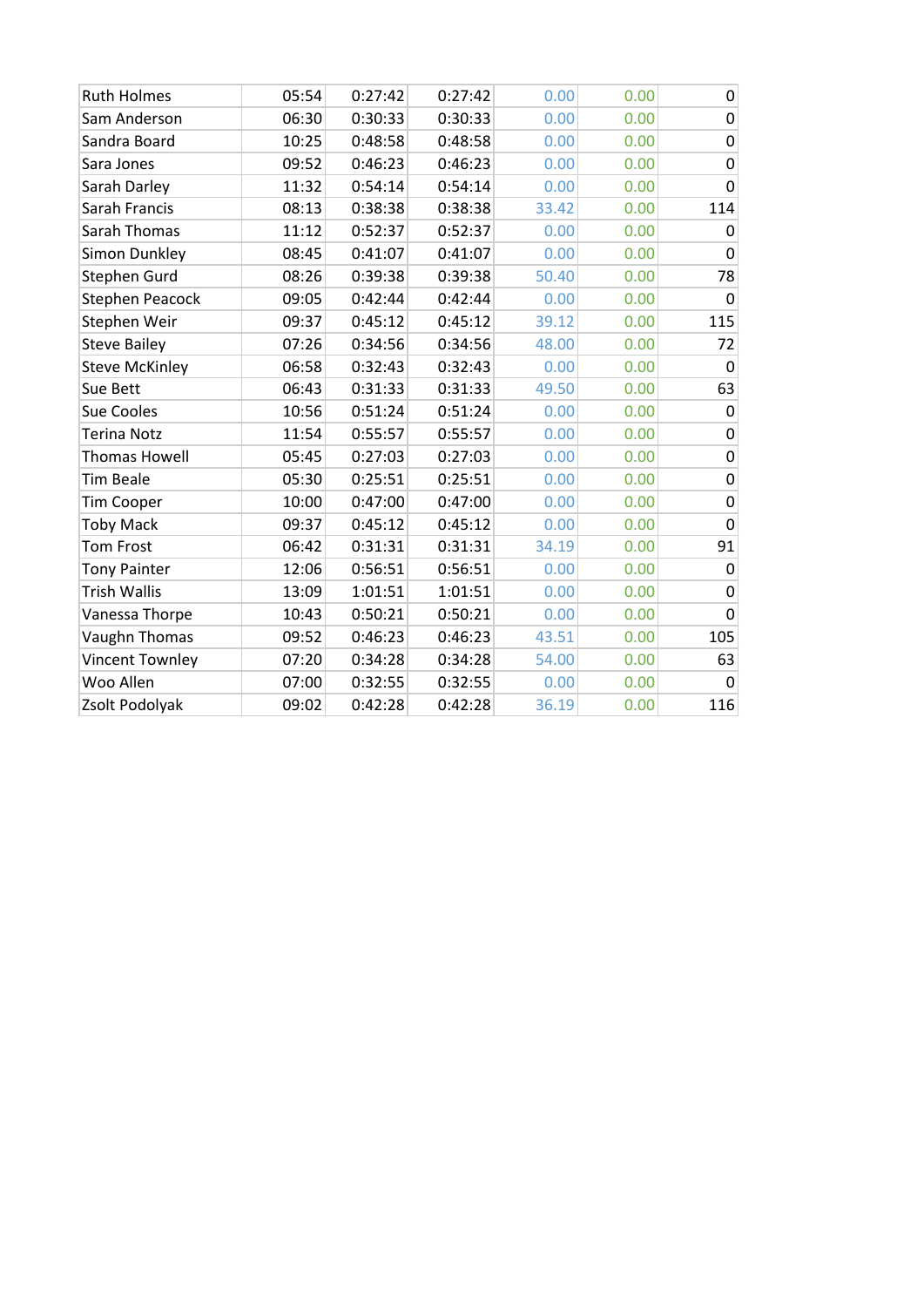| | | | | | | |
|---|---|---|---|---|---|---|
| Ruth Holmes | 05:54 | 0:27:42 | 0:27:42 | 0.00 | 0.00 | 0 |
| Sam Anderson | 06:30 | 0:30:33 | 0:30:33 | 0.00 | 0.00 | 0 |
| Sandra Board | 10:25 | 0:48:58 | 0:48:58 | 0.00 | 0.00 | 0 |
| Sara Jones | 09:52 | 0:46:23 | 0:46:23 | 0.00 | 0.00 | 0 |
| Sarah Darley | 11:32 | 0:54:14 | 0:54:14 | 0.00 | 0.00 | 0 |
| Sarah Francis | 08:13 | 0:38:38 | 0:38:38 | 33.42 | 0.00 | 114 |
| Sarah Thomas | 11:12 | 0:52:37 | 0:52:37 | 0.00 | 0.00 | 0 |
| Simon Dunkley | 08:45 | 0:41:07 | 0:41:07 | 0.00 | 0.00 | 0 |
| Stephen Gurd | 08:26 | 0:39:38 | 0:39:38 | 50.40 | 0.00 | 78 |
| Stephen Peacock | 09:05 | 0:42:44 | 0:42:44 | 0.00 | 0.00 | 0 |
| Stephen Weir | 09:37 | 0:45:12 | 0:45:12 | 39.12 | 0.00 | 115 |
| Steve Bailey | 07:26 | 0:34:56 | 0:34:56 | 48.00 | 0.00 | 72 |
| Steve McKinley | 06:58 | 0:32:43 | 0:32:43 | 0.00 | 0.00 | 0 |
| Sue Bett | 06:43 | 0:31:33 | 0:31:33 | 49.50 | 0.00 | 63 |
| Sue Cooles | 10:56 | 0:51:24 | 0:51:24 | 0.00 | 0.00 | 0 |
| Terina Notz | 11:54 | 0:55:57 | 0:55:57 | 0.00 | 0.00 | 0 |
| Thomas Howell | 05:45 | 0:27:03 | 0:27:03 | 0.00 | 0.00 | 0 |
| Tim Beale | 05:30 | 0:25:51 | 0:25:51 | 0.00 | 0.00 | 0 |
| Tim Cooper | 10:00 | 0:47:00 | 0:47:00 | 0.00 | 0.00 | 0 |
| Toby Mack | 09:37 | 0:45:12 | 0:45:12 | 0.00 | 0.00 | 0 |
| Tom Frost | 06:42 | 0:31:31 | 0:31:31 | 34.19 | 0.00 | 91 |
| Tony Painter | 12:06 | 0:56:51 | 0:56:51 | 0.00 | 0.00 | 0 |
| Trish Wallis | 13:09 | 1:01:51 | 1:01:51 | 0.00 | 0.00 | 0 |
| Vanessa Thorpe | 10:43 | 0:50:21 | 0:50:21 | 0.00 | 0.00 | 0 |
| Vaughn Thomas | 09:52 | 0:46:23 | 0:46:23 | 43.51 | 0.00 | 105 |
| Vincent Townley | 07:20 | 0:34:28 | 0:34:28 | 54.00 | 0.00 | 63 |
| Woo Allen | 07:00 | 0:32:55 | 0:32:55 | 0.00 | 0.00 | 0 |
| Zsolt Podolyak | 09:02 | 0:42:28 | 0:42:28 | 36.19 | 0.00 | 116 |